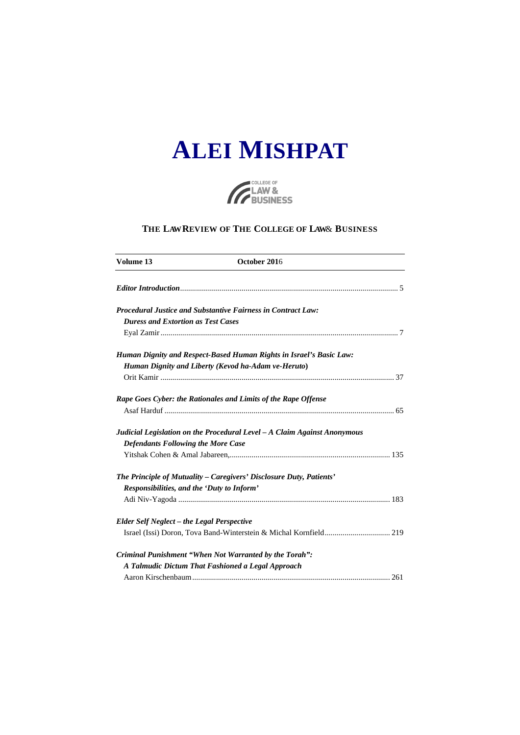# ALEI MISHPAT

COLLEGE OF LAW & BUSINESS

## THE LAW REVIEW OF THE COLLEGE OF LAW & BUSINESS

**Volume 13** **October 2016**

***Editor Introduction*** ........................................................................ 5

***Procedural Justice and Substantive Fairness in Contract Law: Duress and Extortion as Test Cases***
Eyal Zamir ........................................................................ 7

***Human Dignity and Respect-Based Human Rights in Israel's Basic Law: Human Dignity and Liberty (Kevod ha-Adam ve-Heruto)***
Orit Kamir ........................................................................ 37

***Rape Goes Cyber: the Rationales and Limits of the Rape Offense***
Asaf Harduf ........................................................................ 65

***Judicial Legislation on the Procedural Level – A Claim Against Anonymous Defendants Following the More Case***
Yitshak Cohen & Amal Jabareen, ........................................................................ 135

***The Principle of Mutuality – Caregivers' Disclosure Duty, Patients' Responsibilities, and the 'Duty to Inform'***
Adi Niv-Yagoda ........................................................................ 183

***Elder Self Neglect – the Legal Perspective***
Israel (Issi) Doron, Tova Band-Winterstein & Michal Kornfield ........................................................................ 219

***Criminal Punishment "When Not Warranted by the Torah": A Talmudic Dictum That Fashioned a Legal Approach***
Aaron Kirschenbaum ........................................................................ 261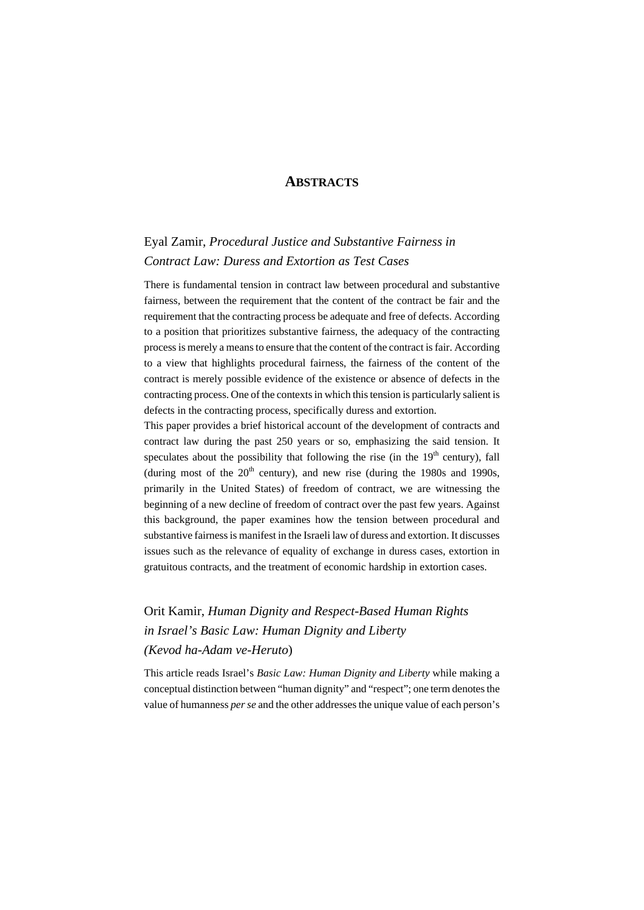# ABSTRACTS

## Eyal Zamir, *Procedural Justice and Substantive Fairness in Contract Law: Duress and Extortion as Test Cases*

There is fundamental tension in contract law between procedural and substantive fairness, between the requirement that the content of the contract be fair and the requirement that the contracting process be adequate and free of defects. According to a position that prioritizes substantive fairness, the adequacy of the contracting process is merely a means to ensure that the content of the contract is fair. According to a view that highlights procedural fairness, the fairness of the content of the contract is merely possible evidence of the existence or absence of defects in the contracting process. One of the contexts in which this tension is particularly salient is defects in the contracting process, specifically duress and extortion.

This paper provides a brief historical account of the development of contracts and contract law during the past 250 years or so, emphasizing the said tension. It speculates about the possibility that following the rise (in the 19th century), fall (during most of the 20th century), and new rise (during the 1980s and 1990s, primarily in the United States) of freedom of contract, we are witnessing the beginning of a new decline of freedom of contract over the past few years. Against this background, the paper examines how the tension between procedural and substantive fairness is manifest in the Israeli law of duress and extortion. It discusses issues such as the relevance of equality of exchange in duress cases, extortion in gratuitous contracts, and the treatment of economic hardship in extortion cases.

## Orit Kamir, *Human Dignity and Respect-Based Human Rights in Israel's Basic Law: Human Dignity and Liberty (Kevod ha-Adam ve-Heruto*)

This article reads Israel's *Basic Law: Human Dignity and Liberty* while making a conceptual distinction between "human dignity" and "respect"; one term denotes the value of humanness *per se* and the other addresses the unique value of each person's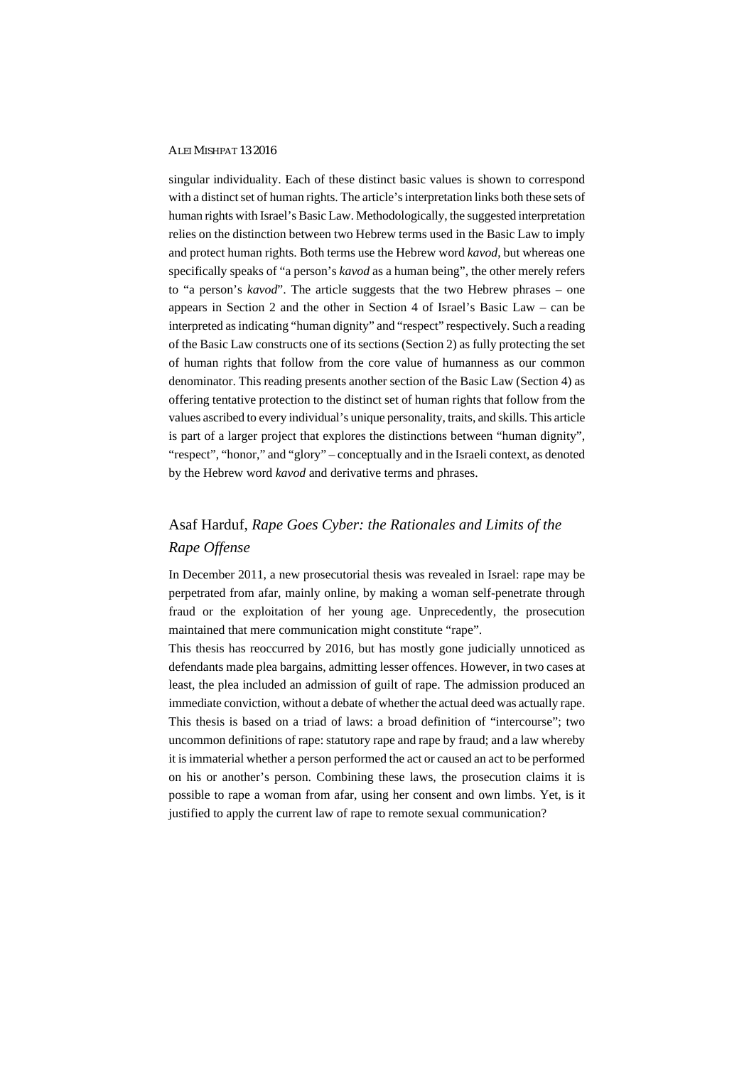singular individuality. Each of these distinct basic values is shown to correspond with a distinct set of human rights. The article's interpretation links both these sets of human rights with Israel's Basic Law. Methodologically, the suggested interpretation relies on the distinction between two Hebrew terms used in the Basic Law to imply and protect human rights. Both terms use the Hebrew word *kavod*, but whereas one specifically speaks of "a person's *kavod* as a human being", the other merely refers to "a person's *kavod*". The article suggests that the two Hebrew phrases – one appears in Section 2 and the other in Section 4 of Israel's Basic Law – can be interpreted as indicating "human dignity" and "respect" respectively. Such a reading of the Basic Law constructs one of its sections (Section 2) as fully protecting the set of human rights that follow from the core value of humanness as our common denominator. This reading presents another section of the Basic Law (Section 4) as offering tentative protection to the distinct set of human rights that follow from the values ascribed to every individual's unique personality, traits, and skills. This article is part of a larger project that explores the distinctions between "human dignity", "respect", "honor," and "glory" – conceptually and in the Israeli context, as denoted by the Hebrew word *kavod* and derivative terms and phrases.

## Asaf Harduf, *Rape Goes Cyber: the Rationales and Limits of the Rape Offense*

In December 2011, a new prosecutorial thesis was revealed in Israel: rape may be perpetrated from afar, mainly online, by making a woman self-penetrate through fraud or the exploitation of her young age. Unprecedently, the prosecution maintained that mere communication might constitute "rape".

This thesis has reoccurred by 2016, but has mostly gone judicially unnoticed as defendants made plea bargains, admitting lesser offences. However, in two cases at least, the plea included an admission of guilt of rape. The admission produced an immediate conviction, without a debate of whether the actual deed was actually rape. This thesis is based on a triad of laws: a broad definition of "intercourse"; two uncommon definitions of rape: statutory rape and rape by fraud; and a law whereby it is immaterial whether a person performed the act or caused an act to be performed on his or another's person. Combining these laws, the prosecution claims it is possible to rape a woman from afar, using her consent and own limbs. Yet, is it justified to apply the current law of rape to remote sexual communication?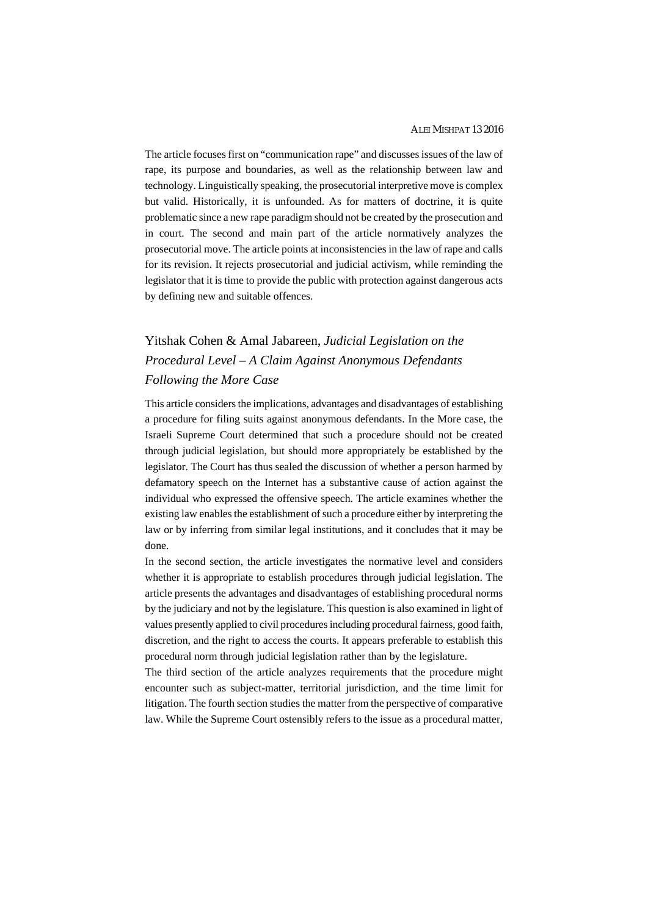The article focuses first on "communication rape" and discusses issues of the law of rape, its purpose and boundaries, as well as the relationship between law and technology. Linguistically speaking, the prosecutorial interpretive move is complex but valid. Historically, it is unfounded. As for matters of doctrine, it is quite problematic since a new rape paradigm should not be created by the prosecution and in court. The second and main part of the article normatively analyzes the prosecutorial move. The article points at inconsistencies in the law of rape and calls for its revision. It rejects prosecutorial and judicial activism, while reminding the legislator that it is time to provide the public with protection against dangerous acts by defining new and suitable offences.

## Yitshak Cohen & Amal Jabareen, *Judicial Legislation on the Procedural Level – A Claim Against Anonymous Defendants Following the More Case*

This article considers the implications, advantages and disadvantages of establishing a procedure for filing suits against anonymous defendants. In the More case, the Israeli Supreme Court determined that such a procedure should not be created through judicial legislation, but should more appropriately be established by the legislator. The Court has thus sealed the discussion of whether a person harmed by defamatory speech on the Internet has a substantive cause of action against the individual who expressed the offensive speech. The article examines whether the existing law enables the establishment of such a procedure either by interpreting the law or by inferring from similar legal institutions, and it concludes that it may be done.

In the second section, the article investigates the normative level and considers whether it is appropriate to establish procedures through judicial legislation. The article presents the advantages and disadvantages of establishing procedural norms by the judiciary and not by the legislature. This question is also examined in light of values presently applied to civil procedures including procedural fairness, good faith, discretion, and the right to access the courts. It appears preferable to establish this procedural norm through judicial legislation rather than by the legislature.

The third section of the article analyzes requirements that the procedure might encounter such as subject-matter, territorial jurisdiction, and the time limit for litigation. The fourth section studies the matter from the perspective of comparative law. While the Supreme Court ostensibly refers to the issue as a procedural matter,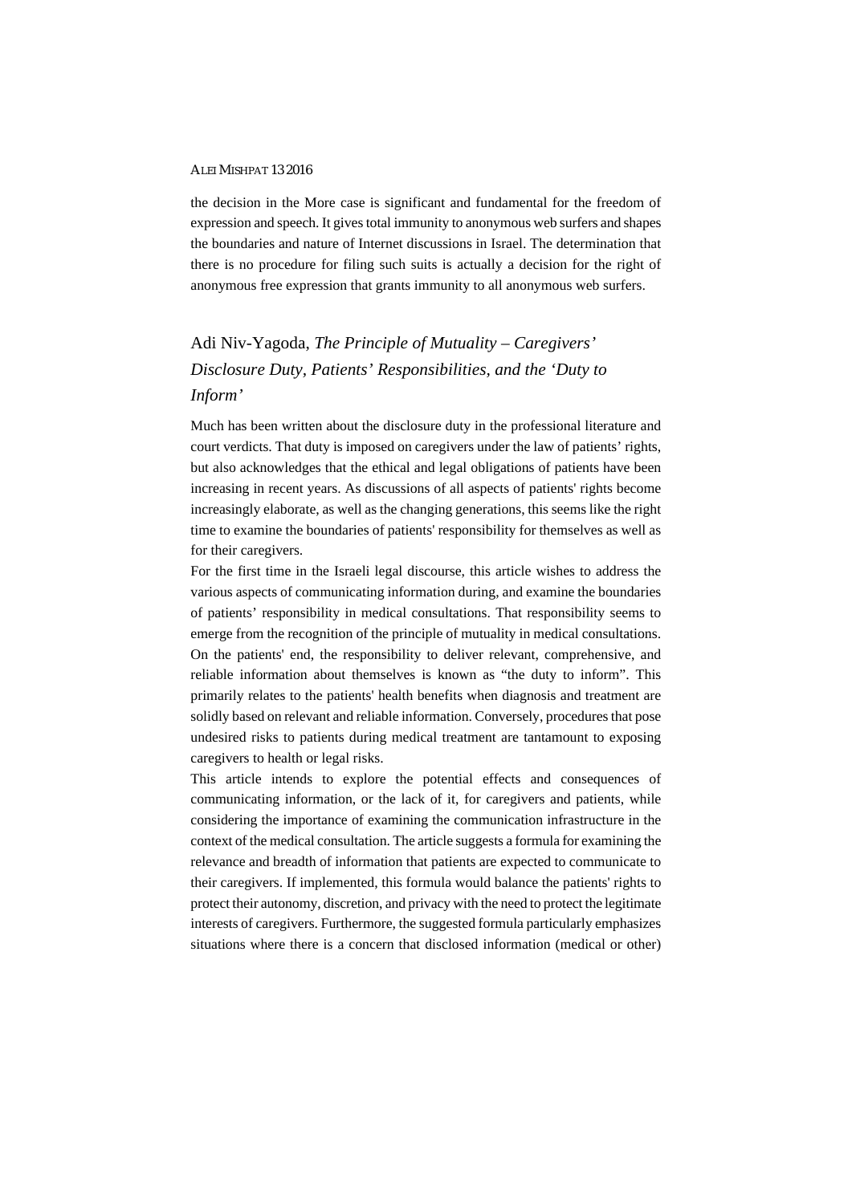the decision in the More case is significant and fundamental for the freedom of expression and speech. It gives total immunity to anonymous web surfers and shapes the boundaries and nature of Internet discussions in Israel. The determination that there is no procedure for filing such suits is actually a decision for the right of anonymous free expression that grants immunity to all anonymous web surfers.

## Adi Niv-Yagoda, *The Principle of Mutuality – Caregivers' Disclosure Duty, Patients' Responsibilities, and the 'Duty to Inform'*

Much has been written about the disclosure duty in the professional literature and court verdicts. That duty is imposed on caregivers under the law of patients' rights, but also acknowledges that the ethical and legal obligations of patients have been increasing in recent years. As discussions of all aspects of patients' rights become increasingly elaborate, as well as the changing generations, this seems like the right time to examine the boundaries of patients' responsibility for themselves as well as for their caregivers.

For the first time in the Israeli legal discourse, this article wishes to address the various aspects of communicating information during, and examine the boundaries of patients' responsibility in medical consultations. That responsibility seems to emerge from the recognition of the principle of mutuality in medical consultations. On the patients' end, the responsibility to deliver relevant, comprehensive, and reliable information about themselves is known as "the duty to inform". This primarily relates to the patients' health benefits when diagnosis and treatment are solidly based on relevant and reliable information. Conversely, procedures that pose undesired risks to patients during medical treatment are tantamount to exposing caregivers to health or legal risks.

This article intends to explore the potential effects and consequences of communicating information, or the lack of it, for caregivers and patients, while considering the importance of examining the communication infrastructure in the context of the medical consultation. The article suggests a formula for examining the relevance and breadth of information that patients are expected to communicate to their caregivers. If implemented, this formula would balance the patients' rights to protect their autonomy, discretion, and privacy with the need to protect the legitimate interests of caregivers. Furthermore, the suggested formula particularly emphasizes situations where there is a concern that disclosed information (medical or other)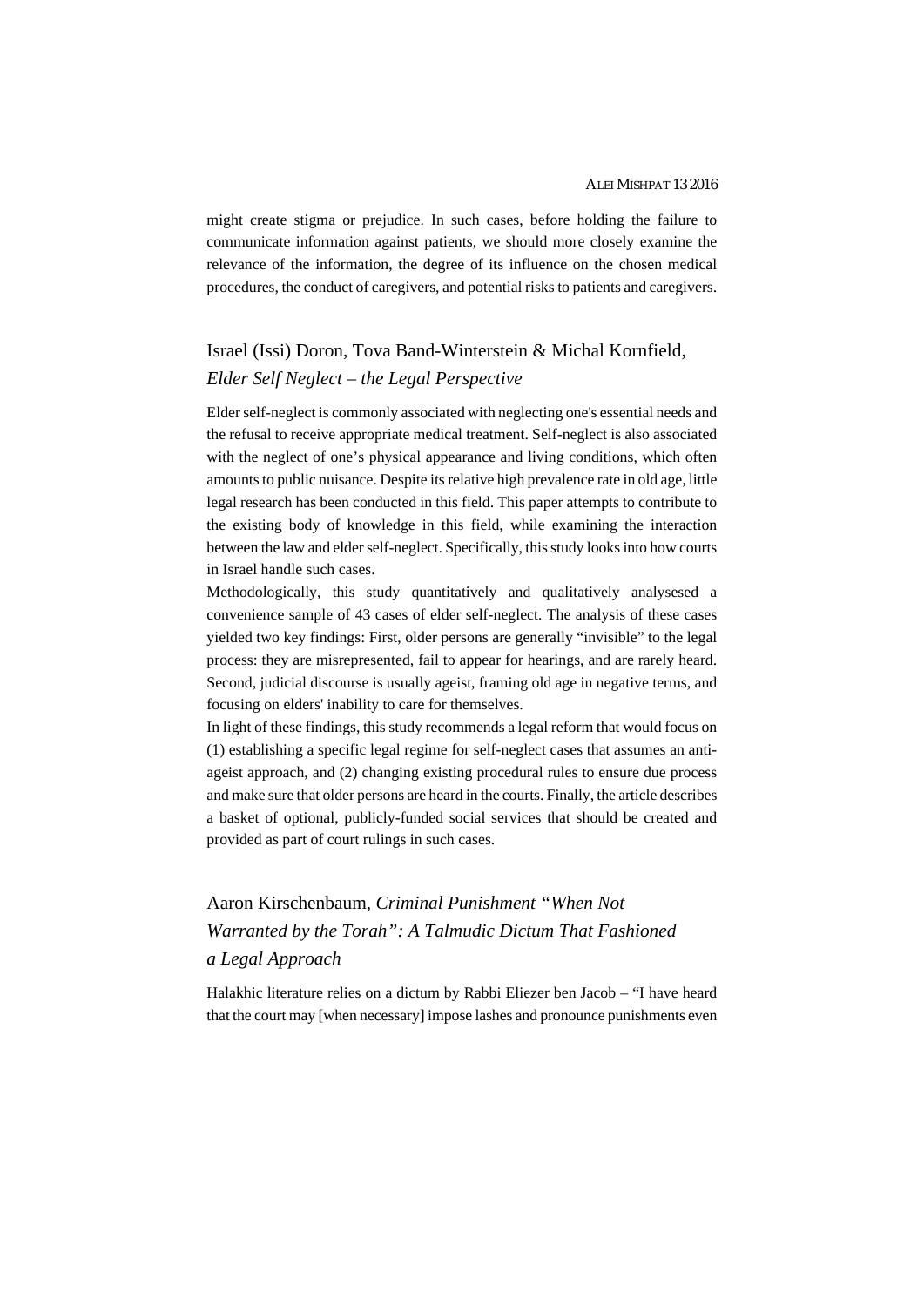might create stigma or prejudice. In such cases, before holding the failure to communicate information against patients, we should more closely examine the relevance of the information, the degree of its influence on the chosen medical procedures, the conduct of caregivers, and potential risks to patients and caregivers.

## Israel (Issi) Doron, Tova Band-Winterstein & Michal Kornfield, *Elder Self Neglect – the Legal Perspective*

Elder self-neglect is commonly associated with neglecting one's essential needs and the refusal to receive appropriate medical treatment. Self-neglect is also associated with the neglect of one's physical appearance and living conditions, which often amounts to public nuisance. Despite its relative high prevalence rate in old age, little legal research has been conducted in this field. This paper attempts to contribute to the existing body of knowledge in this field, while examining the interaction between the law and elder self-neglect. Specifically, this study looks into how courts in Israel handle such cases.

Methodologically, this study quantitatively and qualitatively analysesed a convenience sample of 43 cases of elder self-neglect. The analysis of these cases yielded two key findings: First, older persons are generally "invisible" to the legal process: they are misrepresented, fail to appear for hearings, and are rarely heard. Second, judicial discourse is usually ageist, framing old age in negative terms, and focusing on elders' inability to care for themselves.

In light of these findings, this study recommends a legal reform that would focus on (1) establishing a specific legal regime for self-neglect cases that assumes an anti-ageist approach, and (2) changing existing procedural rules to ensure due process and make sure that older persons are heard in the courts. Finally, the article describes a basket of optional, publicly-funded social services that should be created and provided as part of court rulings in such cases.

## Aaron Kirschenbaum, *Criminal Punishment "When Not Warranted by the Torah": A Talmudic Dictum That Fashioned a Legal Approach*

Halakhic literature relies on a dictum by Rabbi Eliezer ben Jacob – "I have heard that the court may [when necessary] impose lashes and pronounce punishments even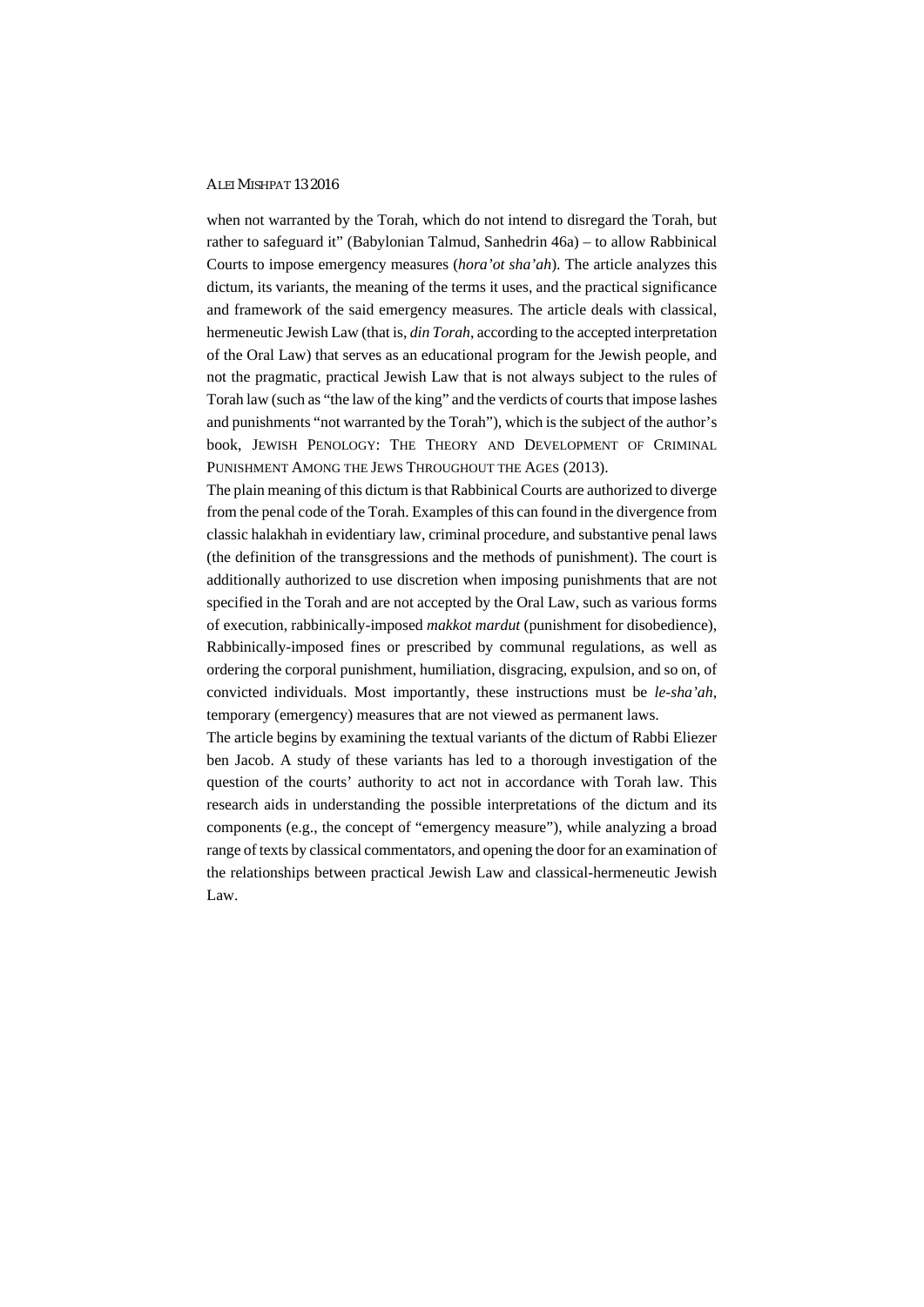when not warranted by the Torah, which do not intend to disregard the Torah, but rather to safeguard it" (Babylonian Talmud, Sanhedrin 46a) – to allow Rabbinical Courts to impose emergency measures (*hora'ot sha'ah*). The article analyzes this dictum, its variants, the meaning of the terms it uses, and the practical significance and framework of the said emergency measures. The article deals with classical, hermeneutic Jewish Law (that is, *din Torah*, according to the accepted interpretation of the Oral Law) that serves as an educational program for the Jewish people, and not the pragmatic, practical Jewish Law that is not always subject to the rules of Torah law (such as "the law of the king" and the verdicts of courts that impose lashes and punishments "not warranted by the Torah"), which is the subject of the author's book, JEWISH PENOLOGY: THE THEORY AND DEVELOPMENT OF CRIMINAL PUNISHMENT AMONG THE JEWS THROUGHOUT THE AGES (2013).

The plain meaning of this dictum is that Rabbinical Courts are authorized to diverge from the penal code of the Torah. Examples of this can found in the divergence from classic halakhah in evidentiary law, criminal procedure, and substantive penal laws (the definition of the transgressions and the methods of punishment). The court is additionally authorized to use discretion when imposing punishments that are not specified in the Torah and are not accepted by the Oral Law, such as various forms of execution, rabbinically-imposed *makkot mardut* (punishment for disobedience), Rabbinically-imposed fines or prescribed by communal regulations, as well as ordering the corporal punishment, humiliation, disgracing, expulsion, and so on, of convicted individuals. Most importantly, these instructions must be *le-sha'ah*, temporary (emergency) measures that are not viewed as permanent laws.

The article begins by examining the textual variants of the dictum of Rabbi Eliezer ben Jacob. A study of these variants has led to a thorough investigation of the question of the courts' authority to act not in accordance with Torah law. This research aids in understanding the possible interpretations of the dictum and its components (e.g., the concept of "emergency measure"), while analyzing a broad range of texts by classical commentators, and opening the door for an examination of the relationships between practical Jewish Law and classical-hermeneutic Jewish Law.